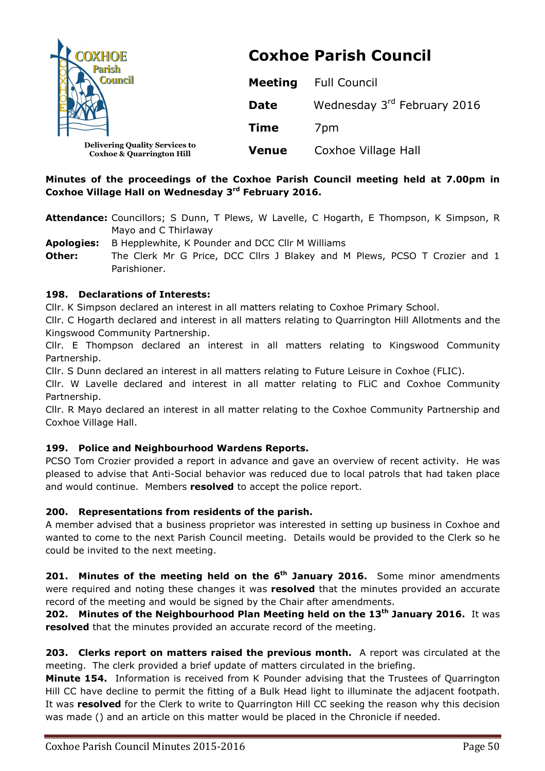COXHOE Parish Council

Delivering Quality Services to Coxhoe & Quarrington Hill

# Coxhoe Parish Council

| | |
|---|---|
| **Meeting** | Full Council |
| **Date** | Wednesday 3rd February 2016 |
| **Time** | 7pm |
| **Venue** | Coxhoe Village Hall |

**Minutes of the proceedings of the Coxhoe Parish Council meeting held at 7.00pm in Coxhoe Village Hall on Wednesday 3rd February 2016.**

**Attendance:** Councillors; S Dunn, T Plews, W Lavelle, C Hogarth, E Thompson, K Simpson, R Mayo and C Thirlaway

**Apologies:** B Hepplewhite, K Pounder and DCC Cllr M Williams

**Other:** The Clerk Mr G Price, DCC Cllrs J Blakey and M Plews, PCSO T Crozier and 1 Parishioner.

**198. Declarations of Interests:**

Cllr. K Simpson declared an interest in all matters relating to Coxhoe Primary School.

Cllr. C Hogarth declared and interest in all matters relating to Quarrington Hill Allotments and the Kingswood Community Partnership.

Cllr. E Thompson declared an interest in all matters relating to Kingswood Community Partnership.

Cllr. S Dunn declared an interest in all matters relating to Future Leisure in Coxhoe (FLIC).

Cllr. W Lavelle declared and interest in all matter relating to FLiC and Coxhoe Community Partnership.

Cllr. R Mayo declared an interest in all matter relating to the Coxhoe Community Partnership and Coxhoe Village Hall.

**199. Police and Neighbourhood Wardens Reports.**

PCSO Tom Crozier provided a report in advance and gave an overview of recent activity. He was pleased to advise that Anti-Social behavior was reduced due to local patrols that had taken place and would continue. Members **resolved** to accept the police report.

**200. Representations from residents of the parish.**

A member advised that a business proprietor was interested in setting up business in Coxhoe and wanted to come to the next Parish Council meeting. Details would be provided to the Clerk so he could be invited to the next meeting.

**201. Minutes of the meeting held on the 6th January 2016.** Some minor amendments were required and noting these changes it was **resolved** that the minutes provided an accurate record of the meeting and would be signed by the Chair after amendments.

**202. Minutes of the Neighbourhood Plan Meeting held on the 13th January 2016.** It was **resolved** that the minutes provided an accurate record of the meeting.

**203. Clerks report on matters raised the previous month.** A report was circulated at the meeting. The clerk provided a brief update of matters circulated in the briefing.

**Minute 154.** Information is received from K Pounder advising that the Trustees of Quarrington Hill CC have decline to permit the fitting of a Bulk Head light to illuminate the adjacent footpath. It was **resolved** for the Clerk to write to Quarrington Hill CC seeking the reason why this decision was made () and an article on this matter would be placed in the Chronicle if needed.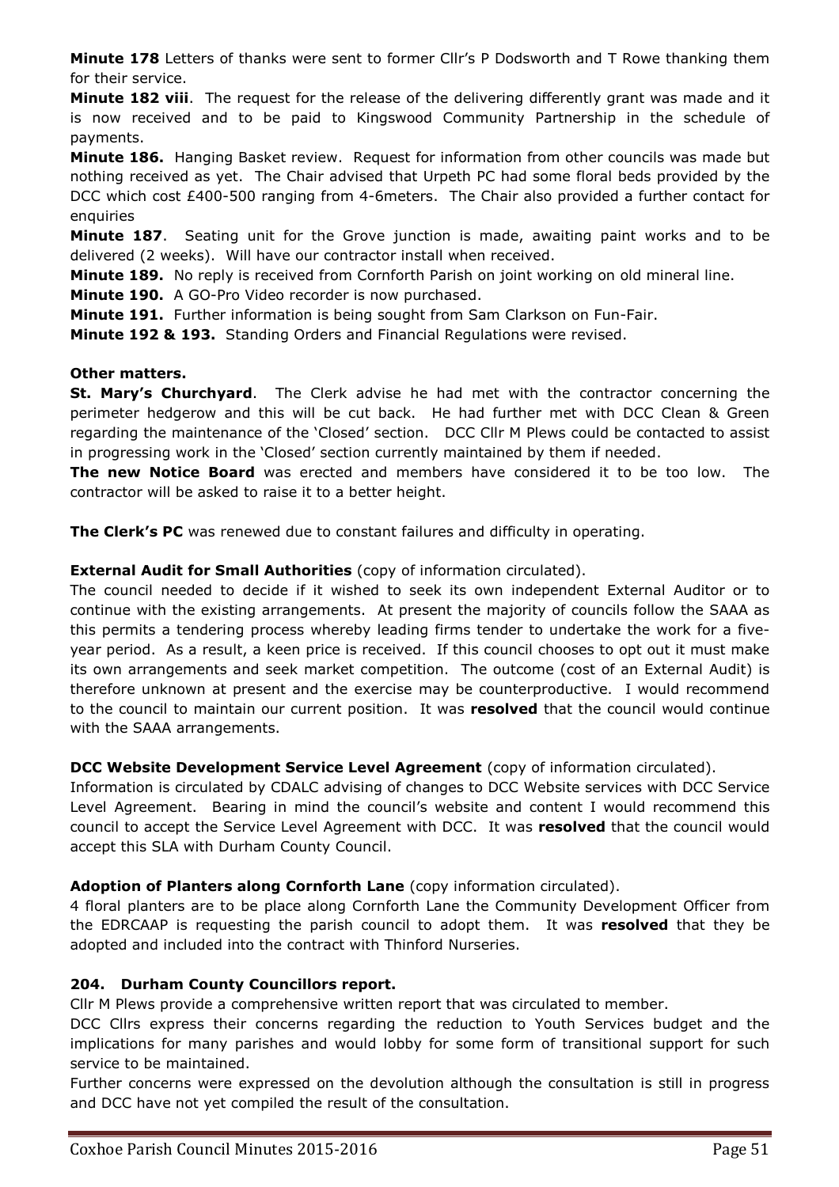**Minute 178** Letters of thanks were sent to former Cllr's P Dodsworth and T Rowe thanking them for their service.

**Minute 182 viii**. The request for the release of the delivering differently grant was made and it is now received and to be paid to Kingswood Community Partnership in the schedule of payments.

**Minute 186.** Hanging Basket review. Request for information from other councils was made but nothing received as yet. The Chair advised that Urpeth PC had some floral beds provided by the DCC which cost £400-500 ranging from 4-6meters. The Chair also provided a further contact for enquiries

**Minute 187**. Seating unit for the Grove junction is made, awaiting paint works and to be delivered (2 weeks). Will have our contractor install when received.

**Minute 189.** No reply is received from Cornforth Parish on joint working on old mineral line.

**Minute 190.** A GO-Pro Video recorder is now purchased.

**Minute 191.** Further information is being sought from Sam Clarkson on Fun-Fair.

**Minute 192 & 193.** Standing Orders and Financial Regulations were revised.

**Other matters.**

**St. Mary's Churchyard**. The Clerk advise he had met with the contractor concerning the perimeter hedgerow and this will be cut back. He had further met with DCC Clean & Green regarding the maintenance of the 'Closed' section. DCC Cllr M Plews could be contacted to assist in progressing work in the 'Closed' section currently maintained by them if needed.

**The new Notice Board** was erected and members have considered it to be too low. The contractor will be asked to raise it to a better height.

**The Clerk's PC** was renewed due to constant failures and difficulty in operating.

**External Audit for Small Authorities** (copy of information circulated).

The council needed to decide if it wished to seek its own independent External Auditor or to continue with the existing arrangements. At present the majority of councils follow the SAAA as this permits a tendering process whereby leading firms tender to undertake the work for a five-year period. As a result, a keen price is received. If this council chooses to opt out it must make its own arrangements and seek market competition. The outcome (cost of an External Audit) is therefore unknown at present and the exercise may be counterproductive. I would recommend to the council to maintain our current position. It was **resolved** that the council would continue with the SAAA arrangements.

**DCC Website Development Service Level Agreement** (copy of information circulated).

Information is circulated by CDALC advising of changes to DCC Website services with DCC Service Level Agreement. Bearing in mind the council's website and content I would recommend this council to accept the Service Level Agreement with DCC. It was **resolved** that the council would accept this SLA with Durham County Council.

**Adoption of Planters along Cornforth Lane** (copy information circulated).

4 floral planters are to be place along Cornforth Lane the Community Development Officer from the EDRCAAP is requesting the parish council to adopt them. It was **resolved** that they be adopted and included into the contract with Thinford Nurseries.

**204. Durham County Councillors report.**

Cllr M Plews provide a comprehensive written report that was circulated to member.

DCC Cllrs express their concerns regarding the reduction to Youth Services budget and the implications for many parishes and would lobby for some form of transitional support for such service to be maintained.

Further concerns were expressed on the devolution although the consultation is still in progress and DCC have not yet compiled the result of the consultation.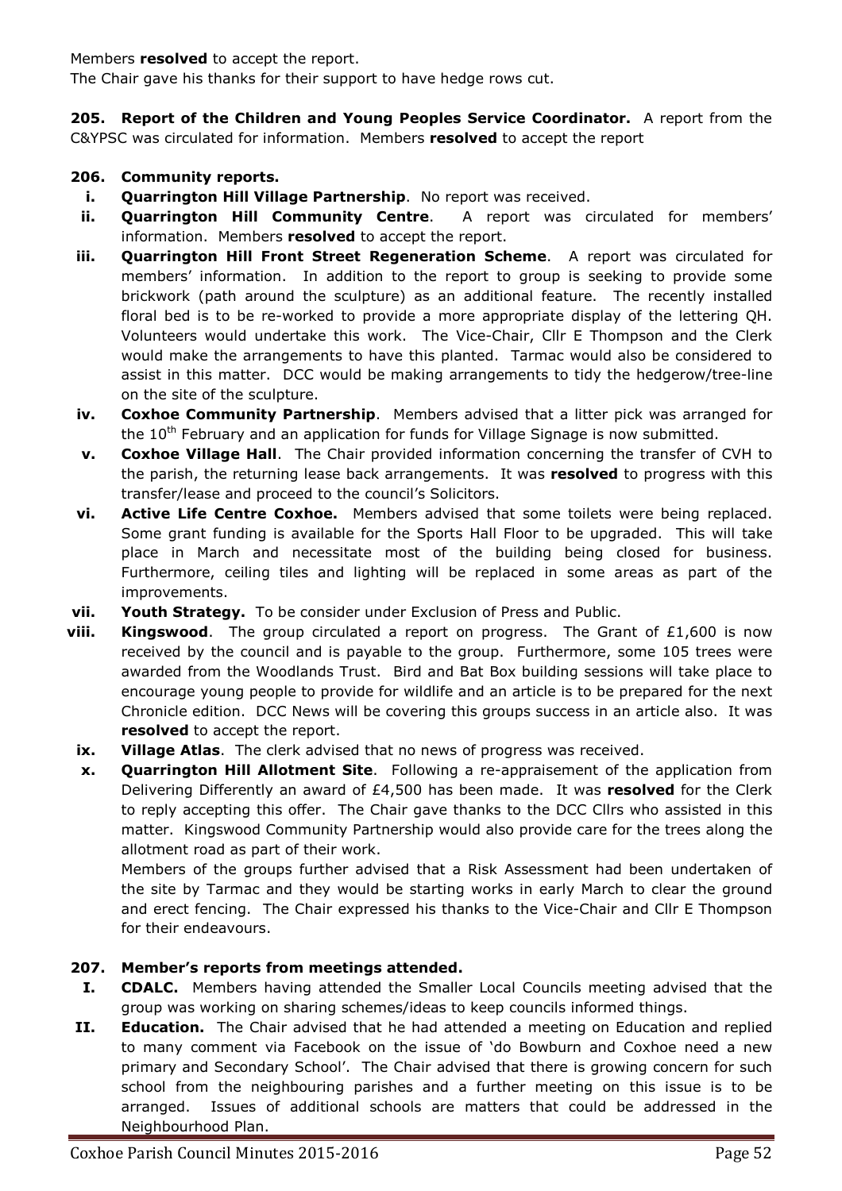Members **resolved** to accept the report.

The Chair gave his thanks for their support to have hedge rows cut.

**205. Report of the Children and Young Peoples Service Coordinator.** A report from the C&YPSC was circulated for information. Members **resolved** to accept the report

**206. Community reports.**

- **i. Quarrington Hill Village Partnership**. No report was received.
- **ii. Quarrington Hill Community Centre**. A report was circulated for members' information. Members **resolved** to accept the report.
- **iii. Quarrington Hill Front Street Regeneration Scheme**. A report was circulated for members' information. In addition to the report to group is seeking to provide some brickwork (path around the sculpture) as an additional feature. The recently installed floral bed is to be re-worked to provide a more appropriate display of the lettering QH. Volunteers would undertake this work. The Vice-Chair, Cllr E Thompson and the Clerk would make the arrangements to have this planted. Tarmac would also be considered to assist in this matter. DCC would be making arrangements to tidy the hedgerow/tree-line on the site of the sculpture.
- **iv. Coxhoe Community Partnership**. Members advised that a litter pick was arranged for the 10th February and an application for funds for Village Signage is now submitted.
- **v. Coxhoe Village Hall**. The Chair provided information concerning the transfer of CVH to the parish, the returning lease back arrangements. It was **resolved** to progress with this transfer/lease and proceed to the council's Solicitors.
- **vi. Active Life Centre Coxhoe.** Members advised that some toilets were being replaced. Some grant funding is available for the Sports Hall Floor to be upgraded. This will take place in March and necessitate most of the building being closed for business. Furthermore, ceiling tiles and lighting will be replaced in some areas as part of the improvements.
- **vii. Youth Strategy.** To be consider under Exclusion of Press and Public.
- **viii. Kingswood**. The group circulated a report on progress. The Grant of £1,600 is now received by the council and is payable to the group. Furthermore, some 105 trees were awarded from the Woodlands Trust. Bird and Bat Box building sessions will take place to encourage young people to provide for wildlife and an article is to be prepared for the next Chronicle edition. DCC News will be covering this groups success in an article also. It was **resolved** to accept the report.
- **ix. Village Atlas**. The clerk advised that no news of progress was received.
- **x. Quarrington Hill Allotment Site**. Following a re-appraisement of the application from Delivering Differently an award of £4,500 has been made. It was **resolved** for the Clerk to reply accepting this offer. The Chair gave thanks to the DCC Cllrs who assisted in this matter. Kingswood Community Partnership would also provide care for the trees along the allotment road as part of their work.

  Members of the groups further advised that a Risk Assessment had been undertaken of the site by Tarmac and they would be starting works in early March to clear the ground and erect fencing. The Chair expressed his thanks to the Vice-Chair and Cllr E Thompson for their endeavours.

**207. Member's reports from meetings attended.**

- **I. CDALC.** Members having attended the Smaller Local Councils meeting advised that the group was working on sharing schemes/ideas to keep councils informed things.
- **II. Education.** The Chair advised that he had attended a meeting on Education and replied to many comment via Facebook on the issue of 'do Bowburn and Coxhoe need a new primary and Secondary School'. The Chair advised that there is growing concern for such school from the neighbouring parishes and a further meeting on this issue is to be arranged. Issues of additional schools are matters that could be addressed in the Neighbourhood Plan.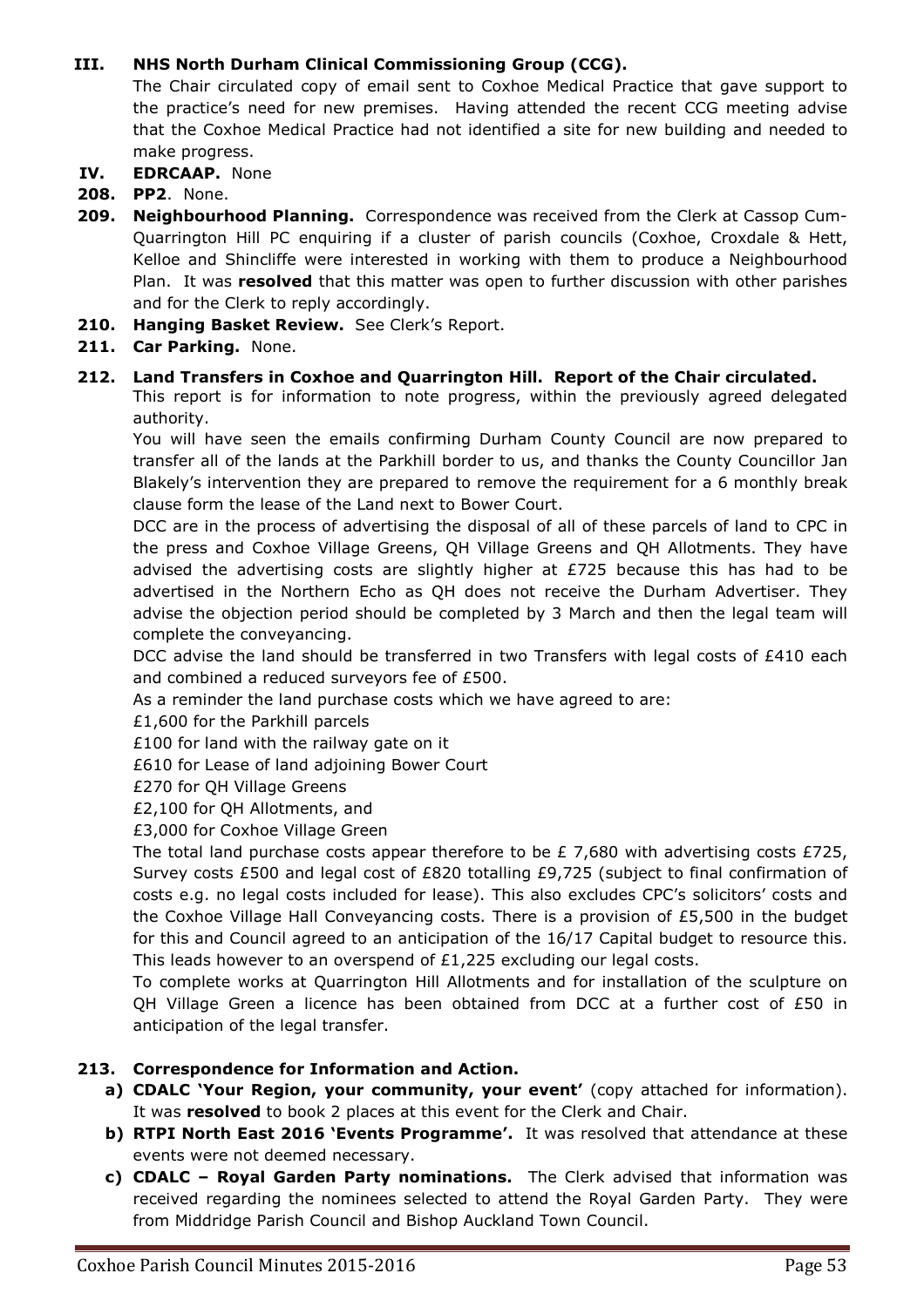**III. NHS North Durham Clinical Commissioning Group (CCG).**

The Chair circulated copy of email sent to Coxhoe Medical Practice that gave support to the practice's need for new premises. Having attended the recent CCG meeting advise that the Coxhoe Medical Practice had not identified a site for new building and needed to make progress.

**IV. EDRCAAP.** None

**208. PP2**. None.

**209. Neighbourhood Planning.** Correspondence was received from the Clerk at Cassop Cum-Quarrington Hill PC enquiring if a cluster of parish councils (Coxhoe, Croxdale & Hett, Kelloe and Shincliffe were interested in working with them to produce a Neighbourhood Plan. It was **resolved** that this matter was open to further discussion with other parishes and for the Clerk to reply accordingly.

**210. Hanging Basket Review.** See Clerk's Report.

**211. Car Parking.** None.

**212. Land Transfers in Coxhoe and Quarrington Hill. Report of the Chair circulated.**

This report is for information to note progress, within the previously agreed delegated authority.

You will have seen the emails confirming Durham County Council are now prepared to transfer all of the lands at the Parkhill border to us, and thanks the County Councillor Jan Blakely's intervention they are prepared to remove the requirement for a 6 monthly break clause form the lease of the Land next to Bower Court.

DCC are in the process of advertising the disposal of all of these parcels of land to CPC in the press and Coxhoe Village Greens, QH Village Greens and QH Allotments. They have advised the advertising costs are slightly higher at £725 because this has had to be advertised in the Northern Echo as QH does not receive the Durham Advertiser. They advise the objection period should be completed by 3 March and then the legal team will complete the conveyancing.

DCC advise the land should be transferred in two Transfers with legal costs of £410 each and combined a reduced surveyors fee of £500.

As a reminder the land purchase costs which we have agreed to are:

£1,600 for the Parkhill parcels

£100 for land with the railway gate on it

£610 for Lease of land adjoining Bower Court

£270 for QH Village Greens

£2,100 for QH Allotments, and

£3,000 for Coxhoe Village Green

The total land purchase costs appear therefore to be £ 7,680 with advertising costs £725, Survey costs £500 and legal cost of £820 totalling £9,725 (subject to final confirmation of costs e.g. no legal costs included for lease). This also excludes CPC's solicitors' costs and the Coxhoe Village Hall Conveyancing costs. There is a provision of £5,500 in the budget for this and Council agreed to an anticipation of the 16/17 Capital budget to resource this. This leads however to an overspend of £1,225 excluding our legal costs.

To complete works at Quarrington Hill Allotments and for installation of the sculpture on QH Village Green a licence has been obtained from DCC at a further cost of £50 in anticipation of the legal transfer.

**213. Correspondence for Information and Action.**

**a) CDALC 'Your Region, your community, your event'** (copy attached for information). It was **resolved** to book 2 places at this event for the Clerk and Chair.

**b) RTPI North East 2016 'Events Programme'.** It was resolved that attendance at these events were not deemed necessary.

**c) CDALC – Royal Garden Party nominations.** The Clerk advised that information was received regarding the nominees selected to attend the Royal Garden Party. They were from Middridge Parish Council and Bishop Auckland Town Council.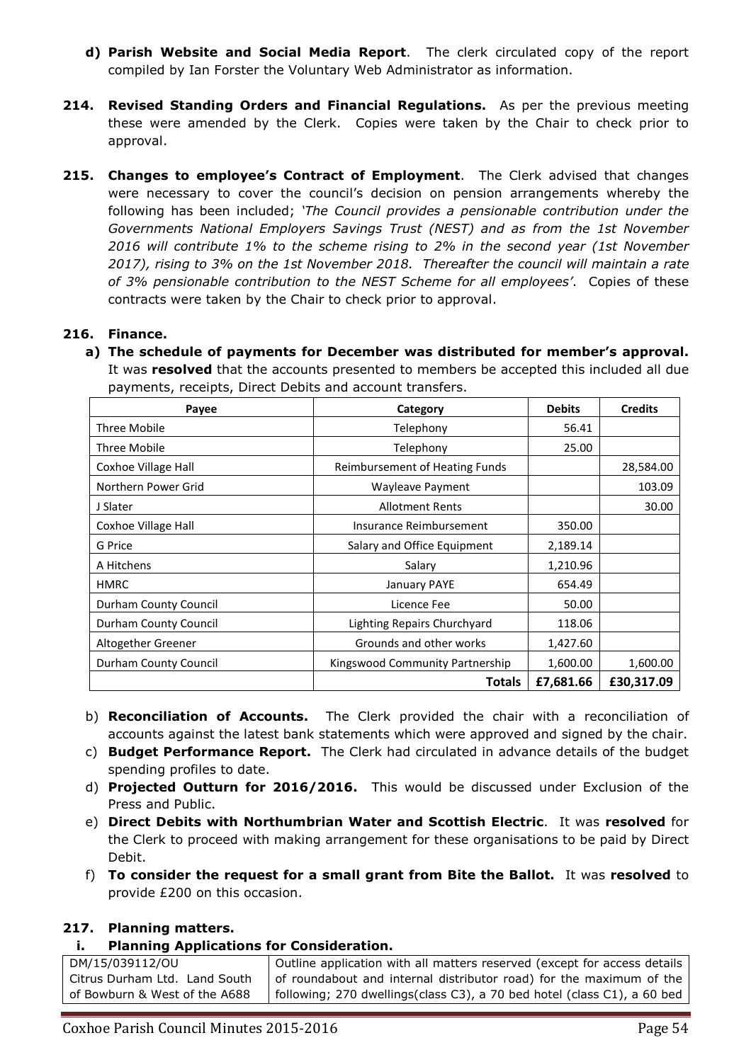**d) Parish Website and Social Media Report**. The clerk circulated copy of the report compiled by Ian Forster the Voluntary Web Administrator as information.

**214. Revised Standing Orders and Financial Regulations.** As per the previous meeting these were amended by the Clerk. Copies were taken by the Chair to check prior to approval.

**215. Changes to employee's Contract of Employment**. The Clerk advised that changes were necessary to cover the council's decision on pension arrangements whereby the following has been included; *'The Council provides a pensionable contribution under the Governments National Employers Savings Trust (NEST) and as from the 1st November 2016 will contribute 1% to the scheme rising to 2% in the second year (1st November 2017), rising to 3% on the 1st November 2018. Thereafter the council will maintain a rate of 3% pensionable contribution to the NEST Scheme for all employees'.* Copies of these contracts were taken by the Chair to check prior to approval.

**216. Finance.**

**a) The schedule of payments for December was distributed for member's approval.** It was **resolved** that the accounts presented to members be accepted this included all due payments, receipts, Direct Debits and account transfers.

| Payee | Category | Debits | Credits |
|---|---|---|---|
| Three Mobile | Telephony | 56.41 | |
| Three Mobile | Telephony | 25.00 | |
| Coxhoe Village Hall | Reimbursement of Heating Funds | | 28,584.00 |
| Northern Power Grid | Wayleave Payment | | 103.09 |
| J Slater | Allotment Rents | | 30.00 |
| Coxhoe Village Hall | Insurance Reimbursement | 350.00 | |
| G Price | Salary and Office Equipment | 2,189.14 | |
| A Hitchens | Salary | 1,210.96 | |
| HMRC | January PAYE | 654.49 | |
| Durham County Council | Licence Fee | 50.00 | |
| Durham County Council | Lighting Repairs Churchyard | 118.06 | |
| Altogether Greener | Grounds and other works | 1,427.60 | |
| Durham County Council | Kingswood Community Partnership | 1,600.00 | 1,600.00 |
| | **Totals** | **£7,681.66** | **£30,317.09** |

b) **Reconciliation of Accounts.** The Clerk provided the chair with a reconciliation of accounts against the latest bank statements which were approved and signed by the chair.

c) **Budget Performance Report.** The Clerk had circulated in advance details of the budget spending profiles to date.

d) **Projected Outturn for 2016/2016.** This would be discussed under Exclusion of the Press and Public.

e) **Direct Debits with Northumbrian Water and Scottish Electric**. It was **resolved** for the Clerk to proceed with making arrangement for these organisations to be paid by Direct Debit.

f) **To consider the request for a small grant from Bite the Ballot.** It was **resolved** to provide £200 on this occasion.

**217. Planning matters.**

**i. Planning Applications for Consideration.**

| | |
|---|---|
| DM/15/039112/OU<br>Citrus Durham Ltd. Land South of Bowburn & West of the A688 | Outline application with all matters reserved (except for access details of roundabout and internal distributor road) for the maximum of the following; 270 dwellings(class C3), a 70 bed hotel (class C1), a 60 bed |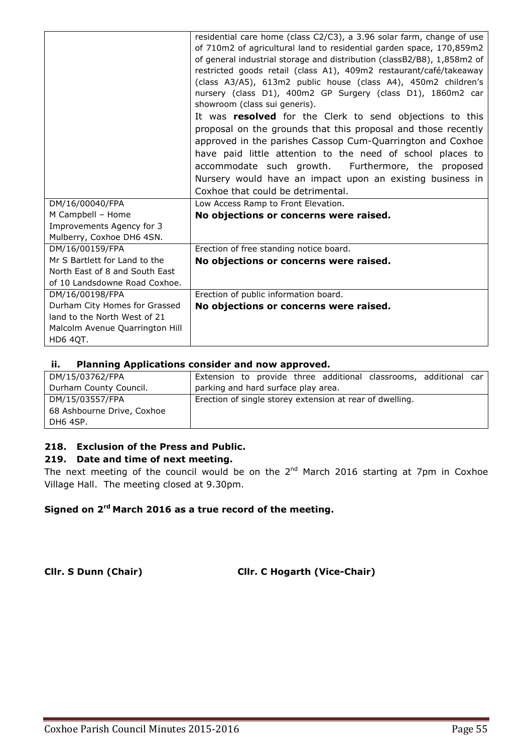| | |
|---|---|
| | residential care home (class C2/C3), a 3.96 solar farm, change of use of 710m2 of agricultural land to residential garden space, 170,859m2 of general industrial storage and distribution (classB2/B8), 1,858m2 of restricted goods retail (class A1), 409m2 restaurant/café/takeaway (class A3/A5), 613m2 public house (class A4), 450m2 children's nursery (class D1), 400m2 GP Surgery (class D1), 1860m2 car showroom (class sui generis).<br>It was **resolved** for the Clerk to send objections to this proposal on the grounds that this proposal and those recently approved in the parishes Cassop Cum-Quarrington and Coxhoe have paid little attention to the need of school places to accommodate such growth. Furthermore, the proposed Nursery would have an impact upon an existing business in Coxhoe that could be detrimental. |
| DM/16/00040/FPA<br>M Campbell – Home Improvements Agency for 3 Mulberry, Coxhoe DH6 4SN. | Low Access Ramp to Front Elevation.<br>**No objections or concerns were raised.** |
| DM/16/00159/FPA<br>Mr S Bartlett for Land to the North East of 8 and South East of 10 Landsdowne Road Coxhoe. | Erection of free standing notice board.<br>**No objections or concerns were raised.** |
| DM/16/00198/FPA<br>Durham City Homes for Grassed land to the North West of 21 Malcolm Avenue Quarrington Hill HD6 4QT. | Erection of public information board.<br>**No objections or concerns were raised.** |

### ii. Planning Applications consider and now approved.

| | |
|---|---|
| DM/15/03762/FPA<br>Durham County Council. | Extension to provide three additional classrooms, additional car parking and hard surface play area. |
| DM/15/03557/FPA<br>68 Ashbourne Drive, Coxhoe DH6 4SP. | Erection of single storey extension at rear of dwelling. |

### 218. Exclusion of the Press and Public.

### 219. Date and time of next meeting.

The next meeting of the council would be on the 2nd March 2016 starting at 7pm in Coxhoe Village Hall. The meeting closed at 9.30pm.

**Signed on 2rd March 2016 as a true record of the meeting.**

**Cllr. S Dunn (Chair)** **Cllr. C Hogarth (Vice-Chair)**